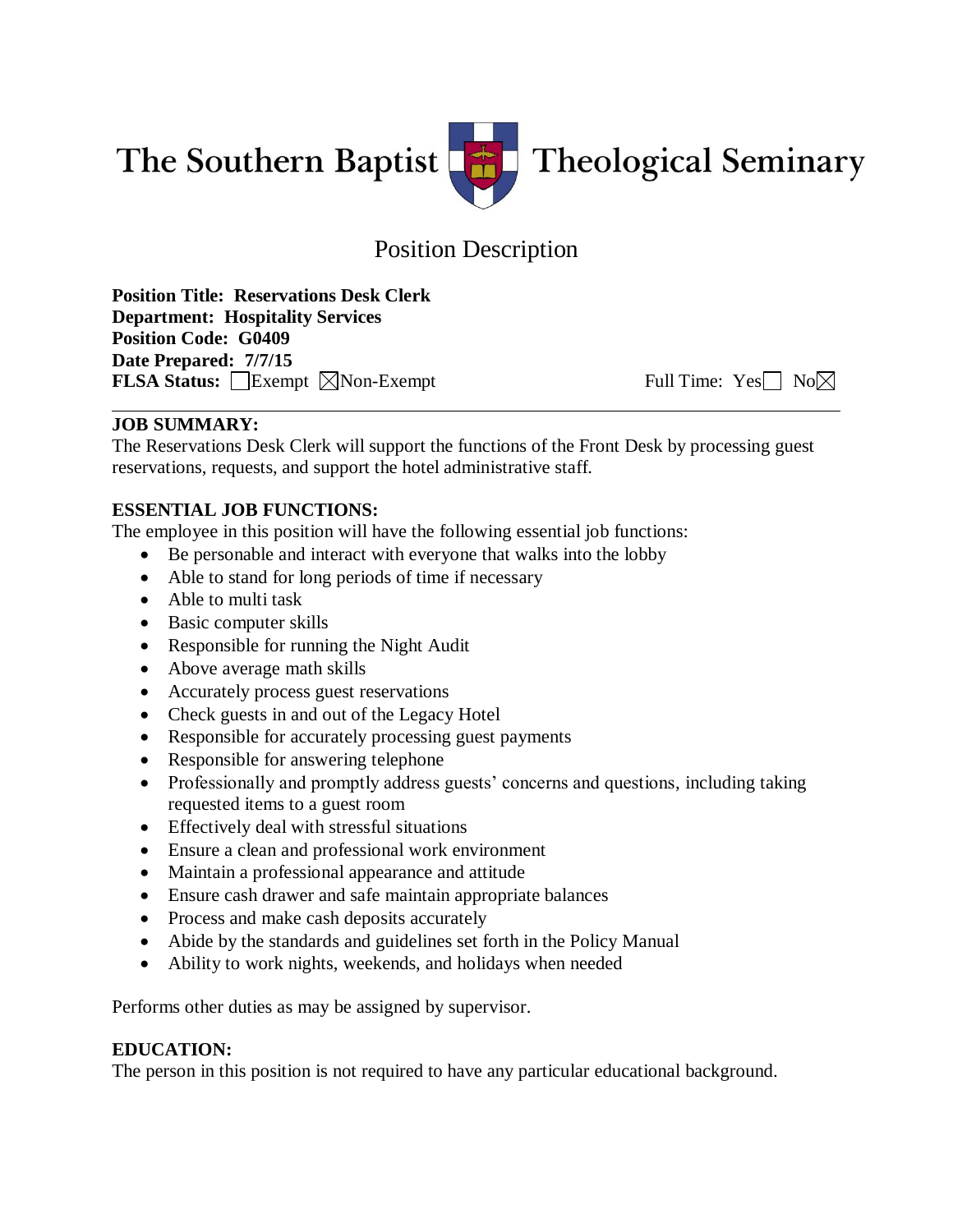# The Southern Baptist Theological Seminary

## Position Description

**Position Title: Reservations Desk Clerk**
**Department: Hospitality Services**
**Position Code: G0409**
**Date Prepared: 7/7/15**
**FLSA Status:** ☐Exempt ☒Non-Exempt    Full Time: Yes☐ No☒

---

**JOB SUMMARY:**
The Reservations Desk Clerk will support the functions of the Front Desk by processing guest reservations, requests, and support the hotel administrative staff.

**ESSENTIAL JOB FUNCTIONS:**
The employee in this position will have the following essential job functions:

- Be personable and interact with everyone that walks into the lobby
- Able to stand for long periods of time if necessary
- Able to multi task
- Basic computer skills
- Responsible for running the Night Audit
- Above average math skills
- Accurately process guest reservations
- Check guests in and out of the Legacy Hotel
- Responsible for accurately processing guest payments
- Responsible for answering telephone
- Professionally and promptly address guests' concerns and questions, including taking requested items to a guest room
- Effectively deal with stressful situations
- Ensure a clean and professional work environment
- Maintain a professional appearance and attitude
- Ensure cash drawer and safe maintain appropriate balances
- Process and make cash deposits accurately
- Abide by the standards and guidelines set forth in the Policy Manual
- Ability to work nights, weekends, and holidays when needed

Performs other duties as may be assigned by supervisor.

**EDUCATION:**
The person in this position is not required to have any particular educational background.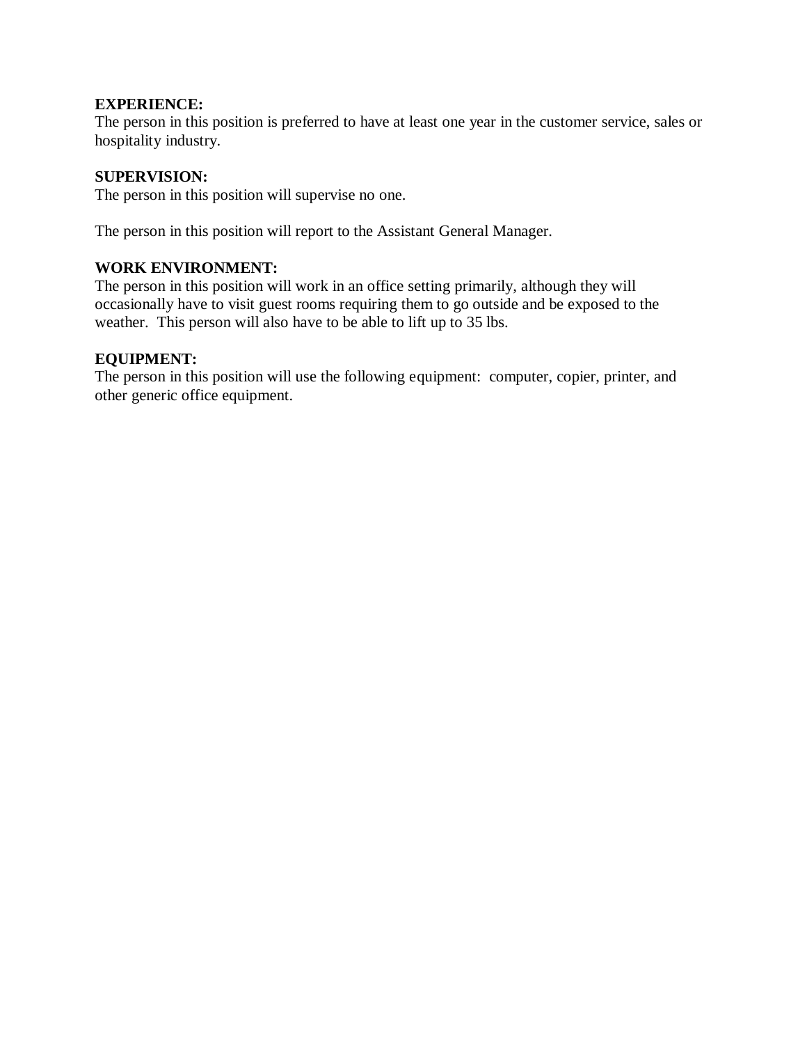**EXPERIENCE:**
The person in this position is preferred to have at least one year in the customer service, sales or hospitality industry.

**SUPERVISION:**
The person in this position will supervise no one.

The person in this position will report to the Assistant General Manager.

**WORK ENVIRONMENT:**
The person in this position will work in an office setting primarily, although they will occasionally have to visit guest rooms requiring them to go outside and be exposed to the weather. This person will also have to be able to lift up to 35 lbs.

**EQUIPMENT:**
The person in this position will use the following equipment: computer, copier, printer, and other generic office equipment.